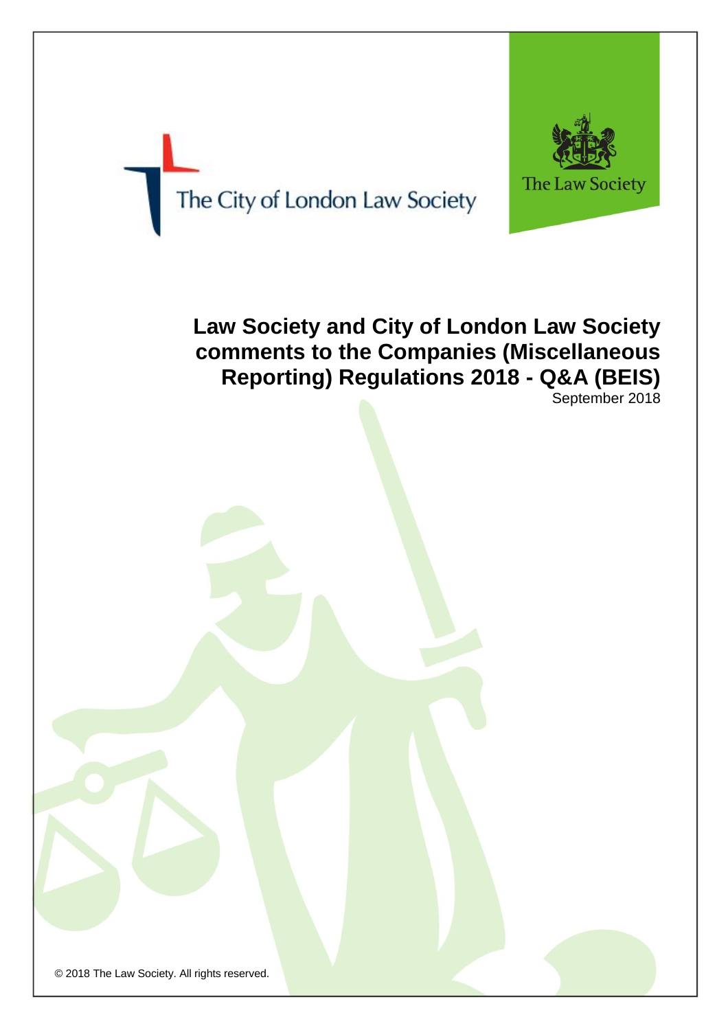The City of London Law Society

The Law Society

# Law Society and City of London Law Society comments to the Companies (Miscellaneous Reporting) Regulations 2018 - Q&A (BEIS)

September 2018

© 2018 The Law Society. All rights reserved.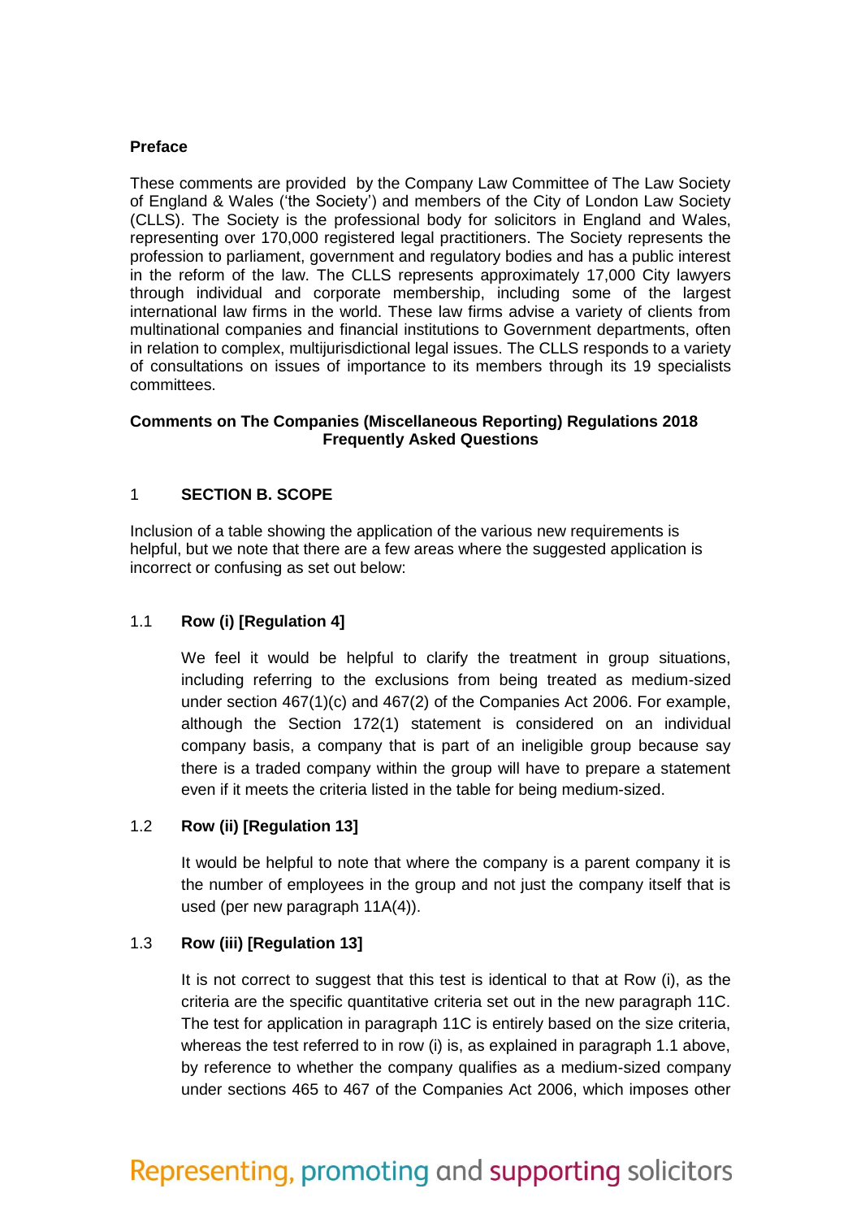## Preface

These comments are provided by the Company Law Committee of The Law Society of England & Wales ('the Society') and members of the City of London Law Society (CLLS). The Society is the professional body for solicitors in England and Wales, representing over 170,000 registered legal practitioners. The Society represents the profession to parliament, government and regulatory bodies and has a public interest in the reform of the law. The CLLS represents approximately 17,000 City lawyers through individual and corporate membership, including some of the largest international law firms in the world. These law firms advise a variety of clients from multinational companies and financial institutions to Government departments, often in relation to complex, multijurisdictional legal issues. The CLLS responds to a variety of consultations on issues of importance to its members through its 19 specialists committees.

**Comments on The Companies (Miscellaneous Reporting) Regulations 2018 Frequently Asked Questions**

### 1 SECTION B. SCOPE

Inclusion of a table showing the application of the various new requirements is helpful, but we note that there are a few areas where the suggested application is incorrect or confusing as set out below:

#### 1.1 Row (i) [Regulation 4]

We feel it would be helpful to clarify the treatment in group situations, including referring to the exclusions from being treated as medium-sized under section 467(1)(c) and 467(2) of the Companies Act 2006. For example, although the Section 172(1) statement is considered on an individual company basis, a company that is part of an ineligible group because say there is a traded company within the group will have to prepare a statement even if it meets the criteria listed in the table for being medium-sized.

#### 1.2 Row (ii) [Regulation 13]

It would be helpful to note that where the company is a parent company it is the number of employees in the group and not just the company itself that is used (per new paragraph 11A(4)).

#### 1.3 Row (iii) [Regulation 13]

It is not correct to suggest that this test is identical to that at Row (i), as the criteria are the specific quantitative criteria set out in the new paragraph 11C. The test for application in paragraph 11C is entirely based on the size criteria, whereas the test referred to in row (i) is, as explained in paragraph 1.1 above, by reference to whether the company qualifies as a medium-sized company under sections 465 to 467 of the Companies Act 2006, which imposes other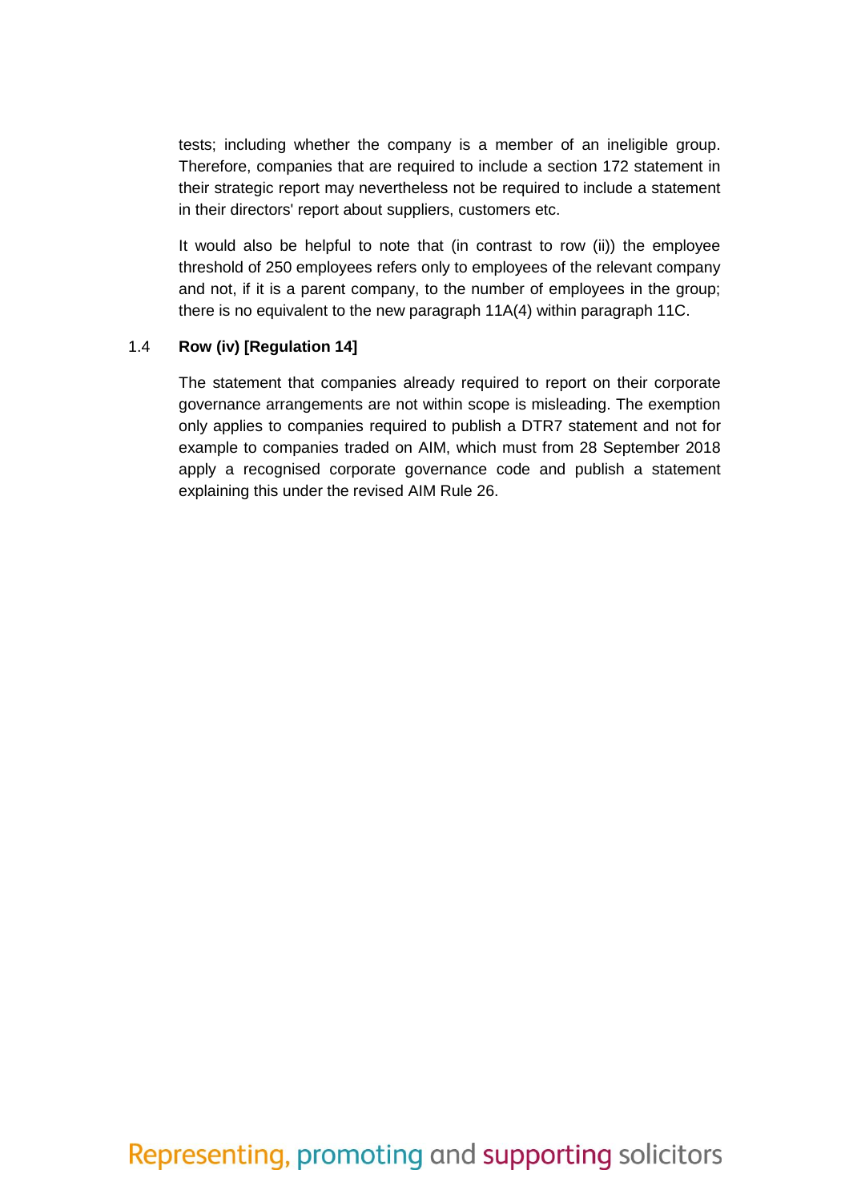tests; including whether the company is a member of an ineligible group. Therefore, companies that are required to include a section 172 statement in their strategic report may nevertheless not be required to include a statement in their directors' report about suppliers, customers etc.

It would also be helpful to note that (in contrast to row (ii)) the employee threshold of 250 employees refers only to employees of the relevant company and not, if it is a parent company, to the number of employees in the group; there is no equivalent to the new paragraph 11A(4) within paragraph 11C.

1.4 **Row (iv) [Regulation 14]**

The statement that companies already required to report on their corporate governance arrangements are not within scope is misleading. The exemption only applies to companies required to publish a DTR7 statement and not for example to companies traded on AIM, which must from 28 September 2018 apply a recognised corporate governance code and publish a statement explaining this under the revised AIM Rule 26.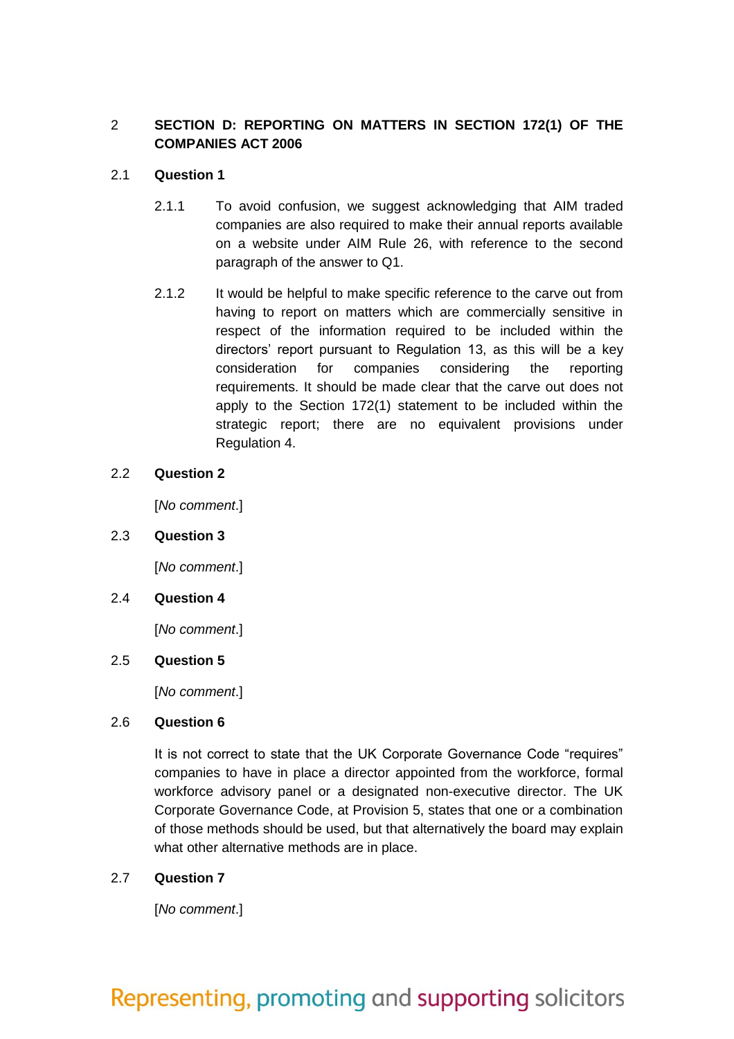## 2 SECTION D: REPORTING ON MATTERS IN SECTION 172(1) OF THE COMPANIES ACT 2006

### 2.1 Question 1

2.1.1 To avoid confusion, we suggest acknowledging that AIM traded companies are also required to make their annual reports available on a website under AIM Rule 26, with reference to the second paragraph of the answer to Q1.

2.1.2 It would be helpful to make specific reference to the carve out from having to report on matters which are commercially sensitive in respect of the information required to be included within the directors' report pursuant to Regulation 13, as this will be a key consideration for companies considering the reporting requirements. It should be made clear that the carve out does not apply to the Section 172(1) statement to be included within the strategic report; there are no equivalent provisions under Regulation 4.

### 2.2 Question 2

[*No comment*.]

### 2.3 Question 3

[*No comment*.]

### 2.4 Question 4

[*No comment*.]

### 2.5 Question 5

[*No comment*.]

### 2.6 Question 6

It is not correct to state that the UK Corporate Governance Code "requires" companies to have in place a director appointed from the workforce, formal workforce advisory panel or a designated non-executive director. The UK Corporate Governance Code, at Provision 5, states that one or a combination of those methods should be used, but that alternatively the board may explain what other alternative methods are in place.

### 2.7 Question 7

[*No comment*.]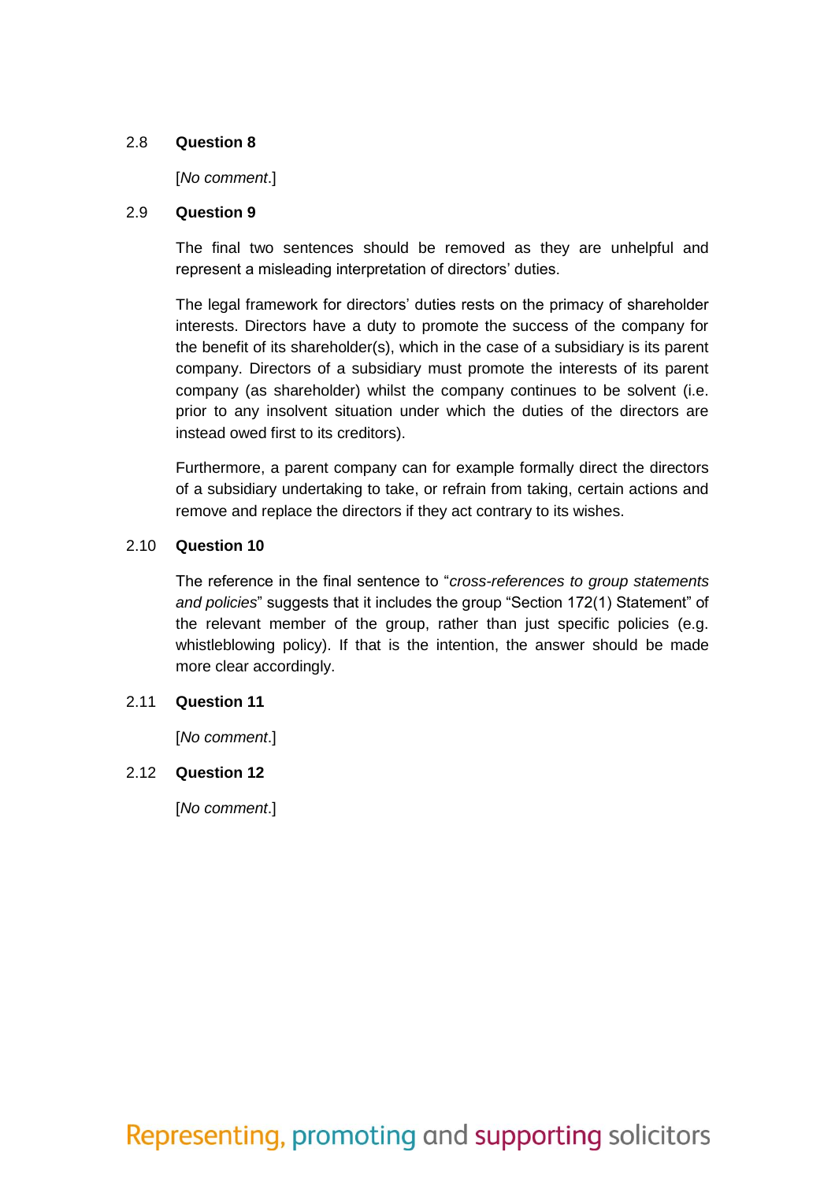2.8 **Question 8**

[*No comment*.]

2.9 **Question 9**

The final two sentences should be removed as they are unhelpful and represent a misleading interpretation of directors' duties.

The legal framework for directors' duties rests on the primacy of shareholder interests. Directors have a duty to promote the success of the company for the benefit of its shareholder(s), which in the case of a subsidiary is its parent company. Directors of a subsidiary must promote the interests of its parent company (as shareholder) whilst the company continues to be solvent (i.e. prior to any insolvent situation under which the duties of the directors are instead owed first to its creditors).

Furthermore, a parent company can for example formally direct the directors of a subsidiary undertaking to take, or refrain from taking, certain actions and remove and replace the directors if they act contrary to its wishes.

2.10 **Question 10**

The reference in the final sentence to "*cross-references to group statements and policies*" suggests that it includes the group "Section 172(1) Statement" of the relevant member of the group, rather than just specific policies (e.g. whistleblowing policy). If that is the intention, the answer should be made more clear accordingly.

2.11 **Question 11**

[*No comment*.]

2.12 **Question 12**

[*No comment*.]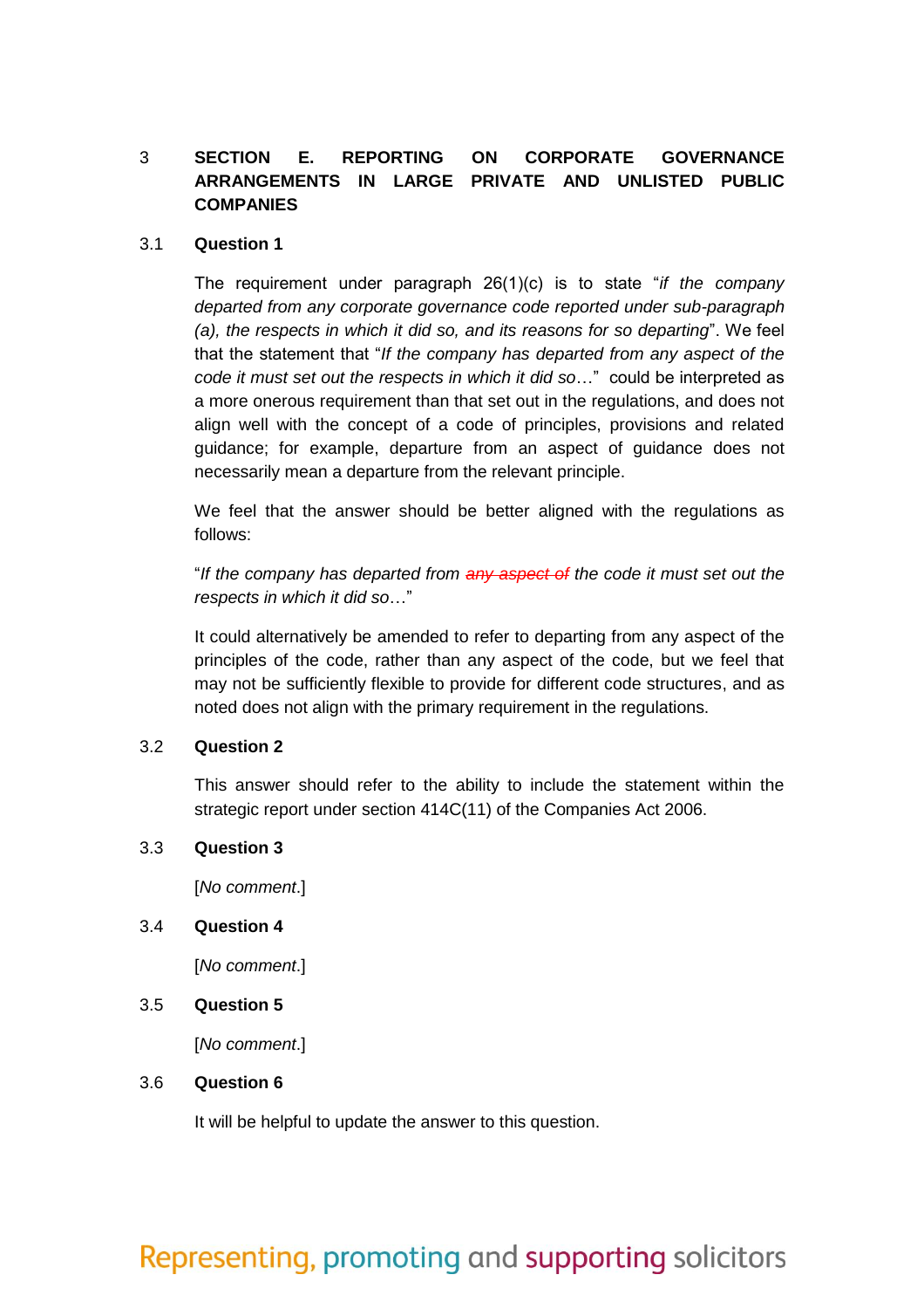## 3 SECTION E. REPORTING ON CORPORATE GOVERNANCE ARRANGEMENTS IN LARGE PRIVATE AND UNLISTED PUBLIC COMPANIES

### 3.1 Question 1

The requirement under paragraph 26(1)(c) is to state "*if the company departed from any corporate governance code reported under sub-paragraph (a), the respects in which it did so, and its reasons for so departing*". We feel that the statement that "*If the company has departed from any aspect of the code it must set out the respects in which it did so*…" could be interpreted as a more onerous requirement than that set out in the regulations, and does not align well with the concept of a code of principles, provisions and related guidance; for example, departure from an aspect of guidance does not necessarily mean a departure from the relevant principle.

We feel that the answer should be better aligned with the regulations as follows:

"*If the company has departed from ~~any aspect of~~ the code it must set out the respects in which it did so*…"

It could alternatively be amended to refer to departing from any aspect of the principles of the code, rather than any aspect of the code, but we feel that may not be sufficiently flexible to provide for different code structures, and as noted does not align with the primary requirement in the regulations.

### 3.2 Question 2

This answer should refer to the ability to include the statement within the strategic report under section 414C(11) of the Companies Act 2006.

### 3.3 Question 3

[*No comment*.]

### 3.4 Question 4

[*No comment*.]

### 3.5 Question 5

[*No comment*.]

### 3.6 Question 6

It will be helpful to update the answer to this question.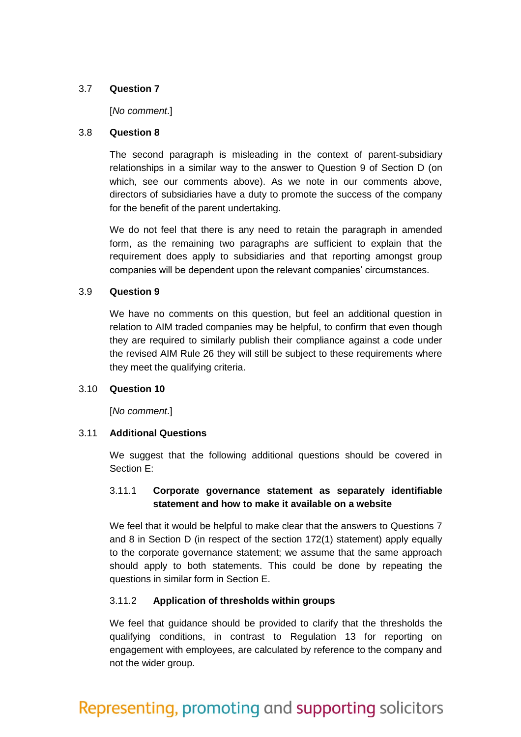3.7 **Question 7**

[*No comment*.]

3.8 **Question 8**

The second paragraph is misleading in the context of parent-subsidiary relationships in a similar way to the answer to Question 9 of Section D (on which, see our comments above). As we note in our comments above, directors of subsidiaries have a duty to promote the success of the company for the benefit of the parent undertaking.

We do not feel that there is any need to retain the paragraph in amended form, as the remaining two paragraphs are sufficient to explain that the requirement does apply to subsidiaries and that reporting amongst group companies will be dependent upon the relevant companies' circumstances.

3.9 **Question 9**

We have no comments on this question, but feel an additional question in relation to AIM traded companies may be helpful, to confirm that even though they are required to similarly publish their compliance against a code under the revised AIM Rule 26 they will still be subject to these requirements where they meet the qualifying criteria.

3.10 **Question 10**

[*No comment*.]

3.11 **Additional Questions**

We suggest that the following additional questions should be covered in Section E:

3.11.1 **Corporate governance statement as separately identifiable statement and how to make it available on a website**

We feel that it would be helpful to make clear that the answers to Questions 7 and 8 in Section D (in respect of the section 172(1) statement) apply equally to the corporate governance statement; we assume that the same approach should apply to both statements. This could be done by repeating the questions in similar form in Section E.

3.11.2 **Application of thresholds within groups**

We feel that guidance should be provided to clarify that the thresholds the qualifying conditions, in contrast to Regulation 13 for reporting on engagement with employees, are calculated by reference to the company and not the wider group.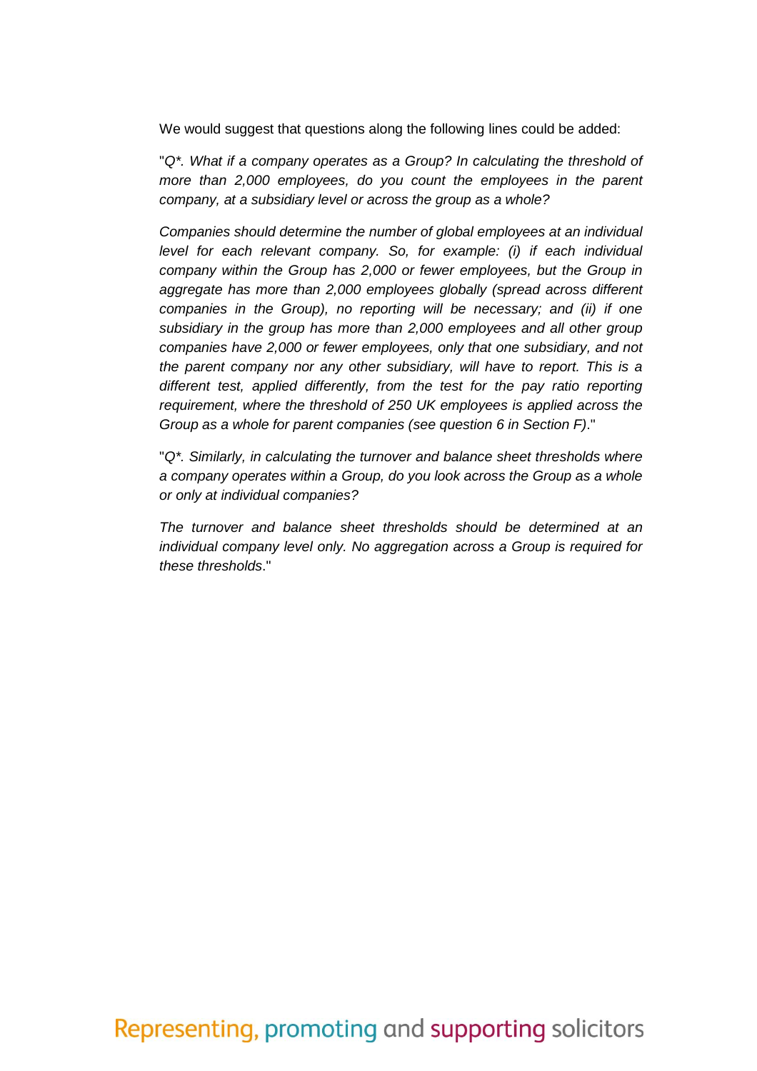We would suggest that questions along the following lines could be added:

"*Q*. What if a company operates as a Group? In calculating the threshold of more than 2,000 employees, do you count the employees in the parent company, at a subsidiary level or across the group as a whole?*

*Companies should determine the number of global employees at an individual level for each relevant company. So, for example: (i) if each individual company within the Group has 2,000 or fewer employees, but the Group in aggregate has more than 2,000 employees globally (spread across different companies in the Group), no reporting will be necessary; and (ii) if one subsidiary in the group has more than 2,000 employees and all other group companies have 2,000 or fewer employees, only that one subsidiary, and not the parent company nor any other subsidiary, will have to report. This is a different test, applied differently, from the test for the pay ratio reporting requirement, where the threshold of 250 UK employees is applied across the Group as a whole for parent companies (see question 6 in Section F).*"

"*Q*. Similarly, in calculating the turnover and balance sheet thresholds where a company operates within a Group, do you look across the Group as a whole or only at individual companies?*

*The turnover and balance sheet thresholds should be determined at an individual company level only. No aggregation across a Group is required for these thresholds*."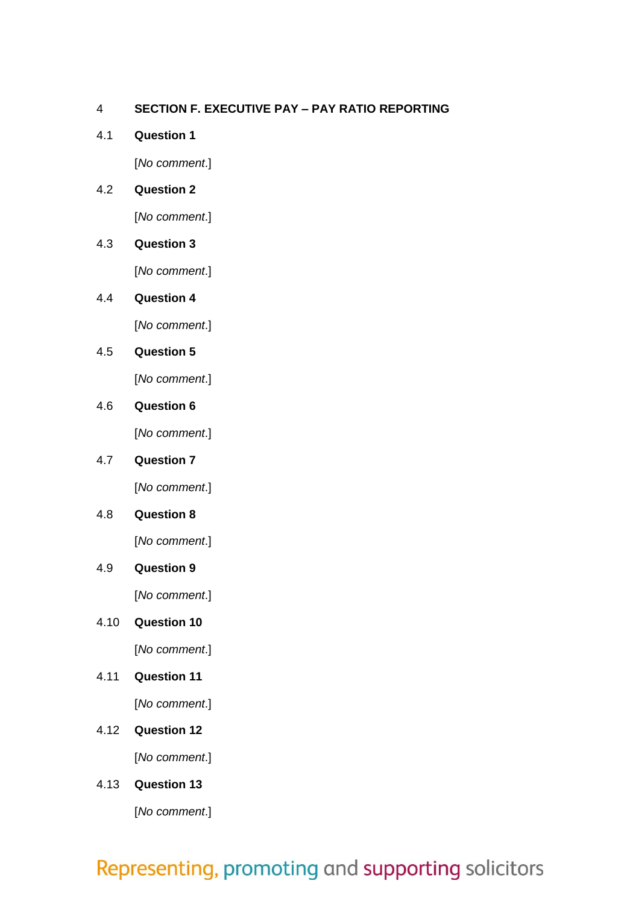## 4 SECTION F. EXECUTIVE PAY – PAY RATIO REPORTING

### 4.1 Question 1

[*No comment*.]

### 4.2 Question 2

[*No comment*.]

### 4.3 Question 3

[*No comment*.]

### 4.4 Question 4

[*No comment*.]

### 4.5 Question 5

[*No comment*.]

### 4.6 Question 6

[*No comment*.]

### 4.7 Question 7

[*No comment*.]

### 4.8 Question 8

[*No comment*.]

### 4.9 Question 9

[*No comment*.]

### 4.10 Question 10

[*No comment*.]

### 4.11 Question 11

[*No comment*.]

### 4.12 Question 12

[*No comment*.]

### 4.13 Question 13

[*No comment*.]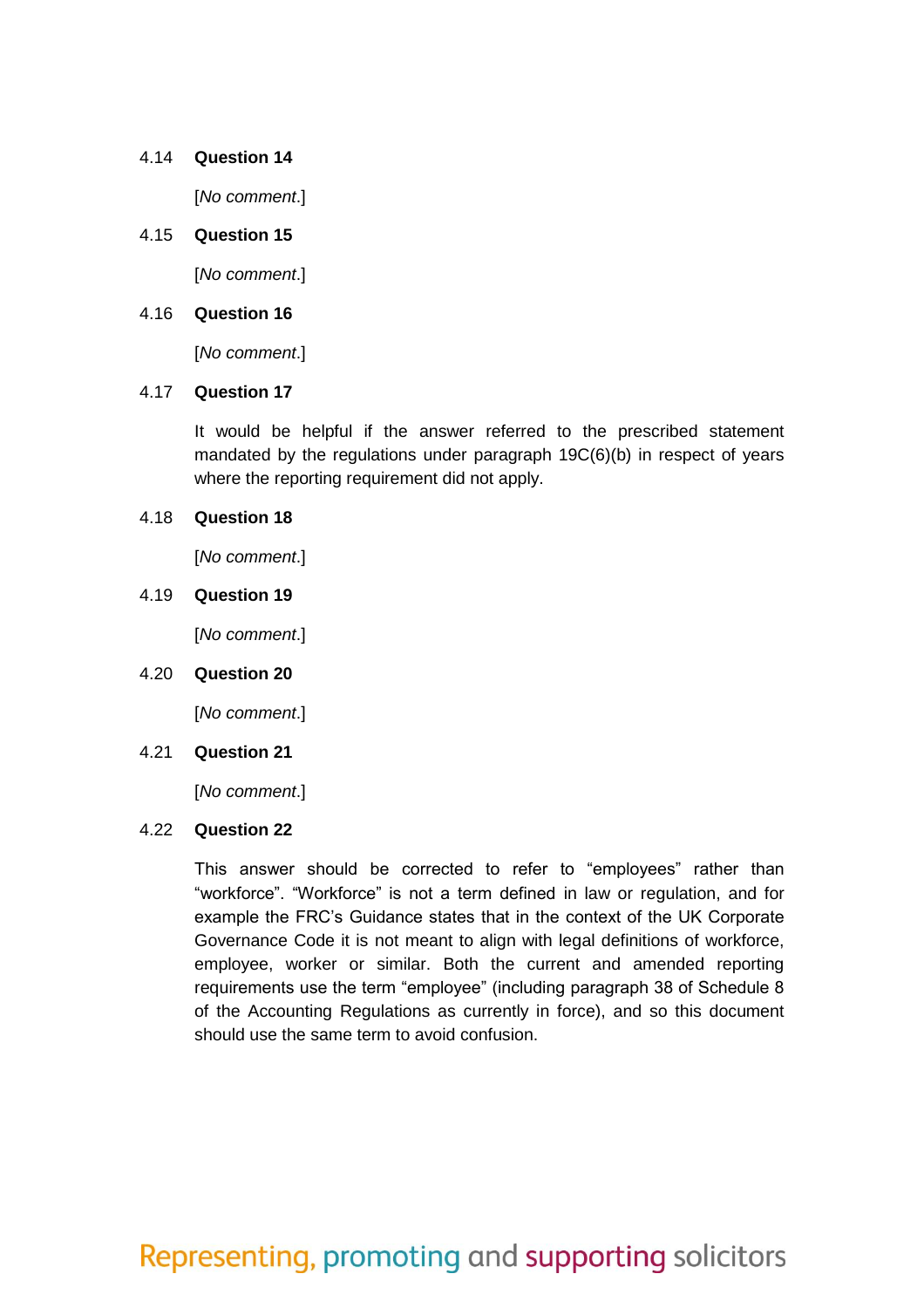4.14 **Question 14**

[*No comment*.]

4.15 **Question 15**

[*No comment*.]

4.16 **Question 16**

[*No comment*.]

4.17 **Question 17**

It would be helpful if the answer referred to the prescribed statement mandated by the regulations under paragraph 19C(6)(b) in respect of years where the reporting requirement did not apply.

4.18 **Question 18**

[*No comment*.]

4.19 **Question 19**

[*No comment*.]

4.20 **Question 20**

[*No comment*.]

4.21 **Question 21**

[*No comment*.]

4.22 **Question 22**

This answer should be corrected to refer to "employees" rather than "workforce". "Workforce" is not a term defined in law or regulation, and for example the FRC's Guidance states that in the context of the UK Corporate Governance Code it is not meant to align with legal definitions of workforce, employee, worker or similar. Both the current and amended reporting requirements use the term "employee" (including paragraph 38 of Schedule 8 of the Accounting Regulations as currently in force), and so this document should use the same term to avoid confusion.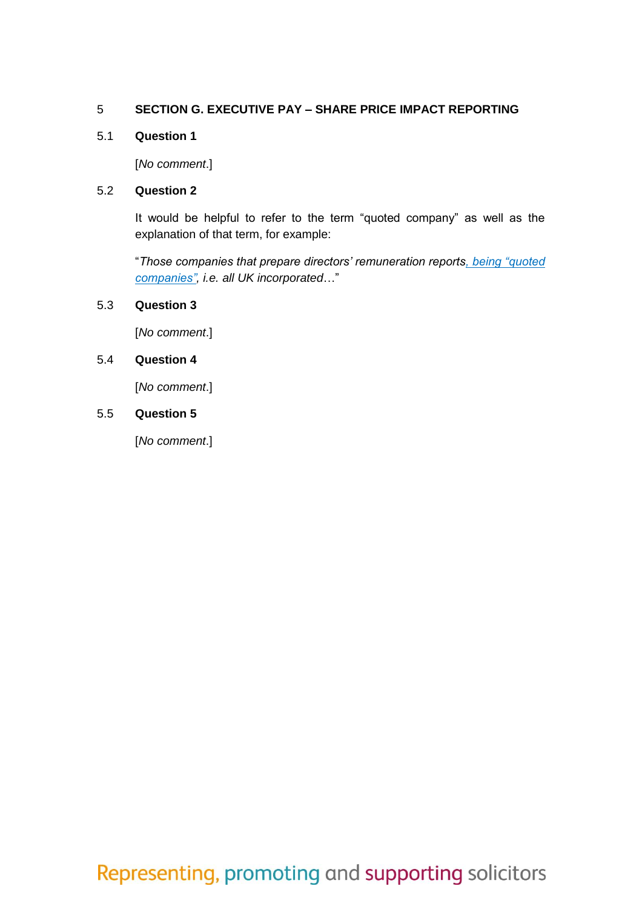## 5 SECTION G. EXECUTIVE PAY – SHARE PRICE IMPACT REPORTING

### 5.1 Question 1

[*No comment*.]

### 5.2 Question 2

It would be helpful to refer to the term "quoted company" as well as the explanation of that term, for example:

"*Those companies that prepare directors' remuneration reports, being "quoted companies", i.e. all UK incorporated*…"

### 5.3 Question 3

[*No comment*.]

### 5.4 Question 4

[*No comment*.]

### 5.5 Question 5

[*No comment*.]